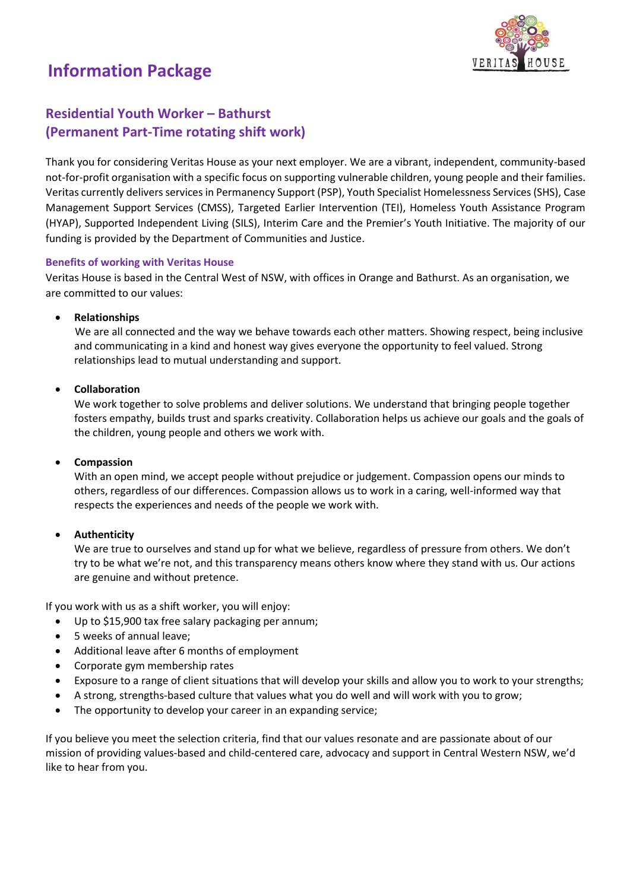# Information Package

## Residential Youth Worker – Bathurst
## (Permanent Part-Time rotating shift work)

Thank you for considering Veritas House as your next employer. We are a vibrant, independent, community-based not-for-profit organisation with a specific focus on supporting vulnerable children, young people and their families. Veritas currently delivers services in Permanency Support (PSP), Youth Specialist Homelessness Services (SHS), Case Management Support Services (CMSS), Targeted Earlier Intervention (TEI), Homeless Youth Assistance Program (HYAP), Supported Independent Living (SILS), Interim Care and the Premier's Youth Initiative. The majority of our funding is provided by the Department of Communities and Justice.

### Benefits of working with Veritas House

Veritas House is based in the Central West of NSW, with offices in Orange and Bathurst. As an organisation, we are committed to our values:

- **Relationships**
  We are all connected and the way we behave towards each other matters. Showing respect, being inclusive and communicating in a kind and honest way gives everyone the opportunity to feel valued. Strong relationships lead to mutual understanding and support.

- **Collaboration**
  We work together to solve problems and deliver solutions. We understand that bringing people together fosters empathy, builds trust and sparks creativity. Collaboration helps us achieve our goals and the goals of the children, young people and others we work with.

- **Compassion**
  With an open mind, we accept people without prejudice or judgement. Compassion opens our minds to others, regardless of our differences. Compassion allows us to work in a caring, well-informed way that respects the experiences and needs of the people we work with.

- **Authenticity**
  We are true to ourselves and stand up for what we believe, regardless of pressure from others. We don't try to be what we're not, and this transparency means others know where they stand with us. Our actions are genuine and without pretence.

If you work with us as a shift worker, you will enjoy:

- Up to $15,900 tax free salary packaging per annum;
- 5 weeks of annual leave;
- Additional leave after 6 months of employment
- Corporate gym membership rates
- Exposure to a range of client situations that will develop your skills and allow you to work to your strengths;
- A strong, strengths-based culture that values what you do well and will work with you to grow;
- The opportunity to develop your career in an expanding service;

If you believe you meet the selection criteria, find that our values resonate and are passionate about of our mission of providing values-based and child-centered care, advocacy and support in Central Western NSW, we'd like to hear from you.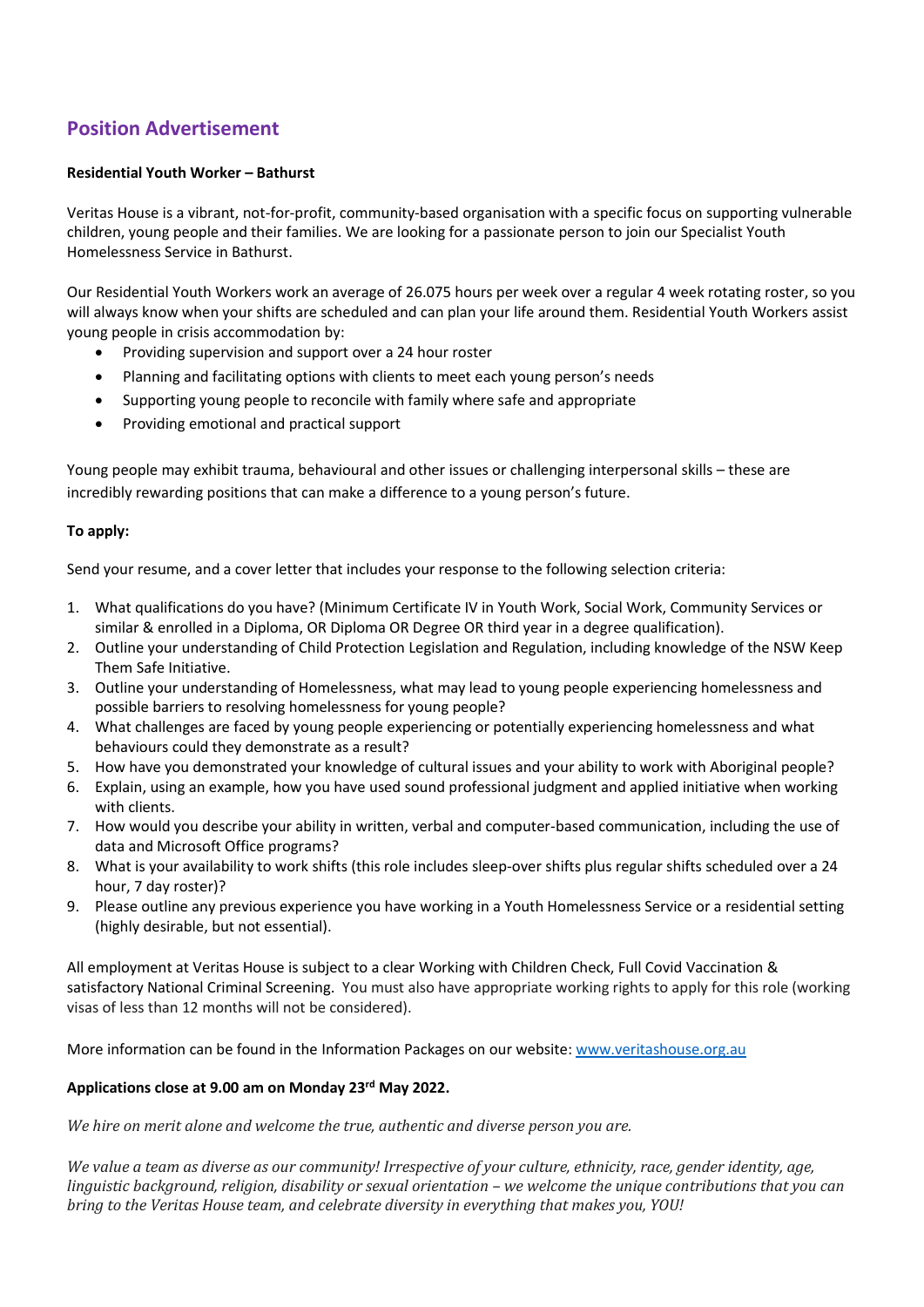## Position Advertisement

**Residential Youth Worker – Bathurst**

Veritas House is a vibrant, not-for-profit, community-based organisation with a specific focus on supporting vulnerable children, young people and their families. We are looking for a passionate person to join our Specialist Youth Homelessness Service in Bathurst.

Our Residential Youth Workers work an average of 26.075 hours per week over a regular 4 week rotating roster, so you will always know when your shifts are scheduled and can plan your life around them. Residential Youth Workers assist young people in crisis accommodation by:

- Providing supervision and support over a 24 hour roster
- Planning and facilitating options with clients to meet each young person's needs
- Supporting young people to reconcile with family where safe and appropriate
- Providing emotional and practical support

Young people may exhibit trauma, behavioural and other issues or challenging interpersonal skills – these are incredibly rewarding positions that can make a difference to a young person's future.

**To apply:**

Send your resume, and a cover letter that includes your response to the following selection criteria:

1. What qualifications do you have? (Minimum Certificate IV in Youth Work, Social Work, Community Services or similar & enrolled in a Diploma, OR Diploma OR Degree OR third year in a degree qualification).
2. Outline your understanding of Child Protection Legislation and Regulation, including knowledge of the NSW Keep Them Safe Initiative.
3. Outline your understanding of Homelessness, what may lead to young people experiencing homelessness and possible barriers to resolving homelessness for young people?
4. What challenges are faced by young people experiencing or potentially experiencing homelessness and what behaviours could they demonstrate as a result?
5. How have you demonstrated your knowledge of cultural issues and your ability to work with Aboriginal people?
6. Explain, using an example, how you have used sound professional judgment and applied initiative when working with clients.
7. How would you describe your ability in written, verbal and computer-based communication, including the use of data and Microsoft Office programs?
8. What is your availability to work shifts (this role includes sleep-over shifts plus regular shifts scheduled over a 24 hour, 7 day roster)?
9. Please outline any previous experience you have working in a Youth Homelessness Service or a residential setting (highly desirable, but not essential).

All employment at Veritas House is subject to a clear Working with Children Check, Full Covid Vaccination & satisfactory National Criminal Screening. You must also have appropriate working rights to apply for this role (working visas of less than 12 months will not be considered).

More information can be found in the Information Packages on our website: [www.veritashouse.org.au](http://www.veritashouse.org.au)

**Applications close at 9.00 am on Monday 23rd May 2022.**

*We hire on merit alone and welcome the true, authentic and diverse person you are.*

*We value a team as diverse as our community! Irrespective of your culture, ethnicity, race, gender identity, age, linguistic background, religion, disability or sexual orientation – we welcome the unique contributions that you can bring to the Veritas House team, and celebrate diversity in everything that makes you, YOU!*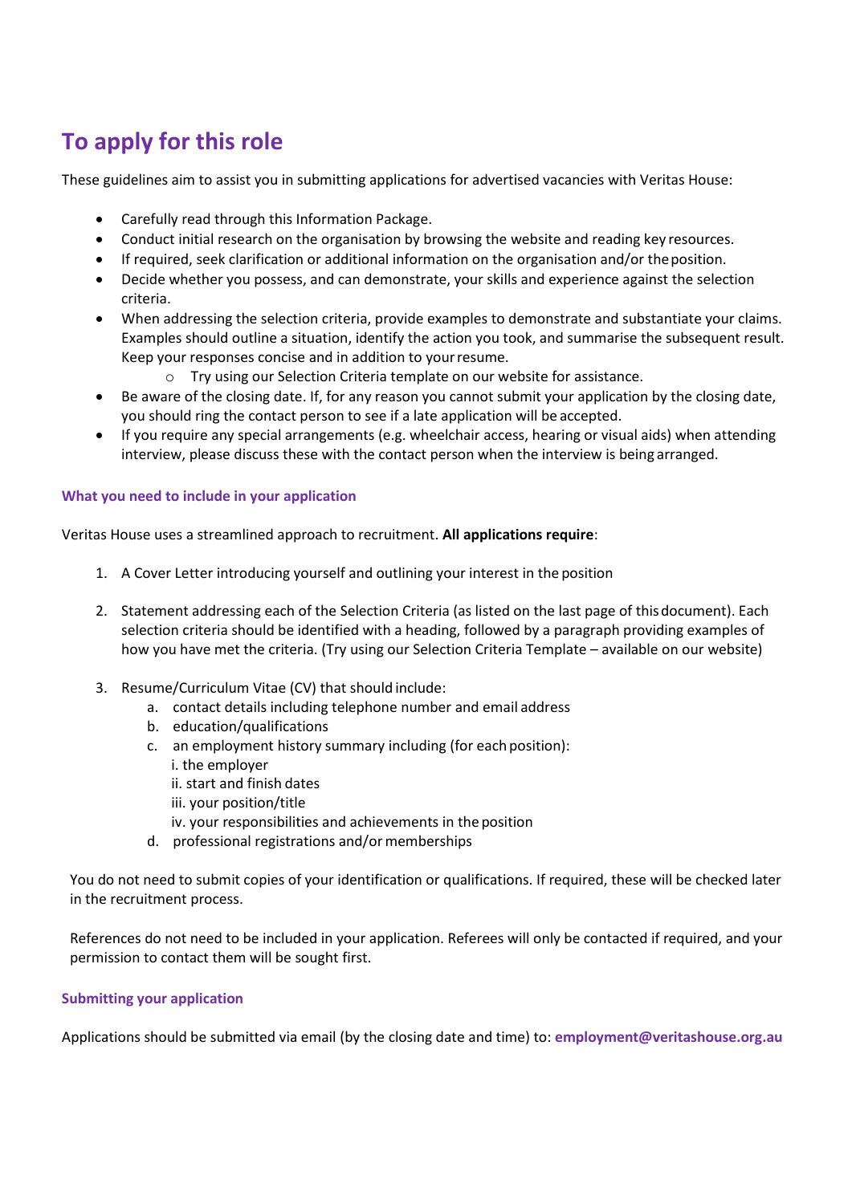# To apply for this role

These guidelines aim to assist you in submitting applications for advertised vacancies with Veritas House:

- Carefully read through this Information Package.
- Conduct initial research on the organisation by browsing the website and reading key resources.
- If required, seek clarification or additional information on the organisation and/or the position.
- Decide whether you possess, and can demonstrate, your skills and experience against the selection criteria.
- When addressing the selection criteria, provide examples to demonstrate and substantiate your claims. Examples should outline a situation, identify the action you took, and summarise the subsequent result. Keep your responses concise and in addition to your resume.
    - Try using our Selection Criteria template on our website for assistance.
- Be aware of the closing date. If, for any reason you cannot submit your application by the closing date, you should ring the contact person to see if a late application will be accepted.
- If you require any special arrangements (e.g. wheelchair access, hearing or visual aids) when attending interview, please discuss these with the contact person when the interview is being arranged.

### What you need to include in your application

Veritas House uses a streamlined approach to recruitment. **All applications require**:

1. A Cover Letter introducing yourself and outlining your interest in the position

2. Statement addressing each of the Selection Criteria (as listed on the last page of this document). Each selection criteria should be identified with a heading, followed by a paragraph providing examples of how you have met the criteria. (Try using our Selection Criteria Template – available on our website)

3. Resume/Curriculum Vitae (CV) that should include:
    a. contact details including telephone number and email address
    b. education/qualifications
    c. an employment history summary including (for each position):
        i. the employer
        ii. start and finish dates
        iii. your position/title
        iv. your responsibilities and achievements in the position
    d. professional registrations and/or memberships

You do not need to submit copies of your identification or qualifications. If required, these will be checked later in the recruitment process.

References do not need to be included in your application. Referees will only be contacted if required, and your permission to contact them will be sought first.

### Submitting your application

Applications should be submitted via email (by the closing date and time) to: **employment@veritashouse.org.au**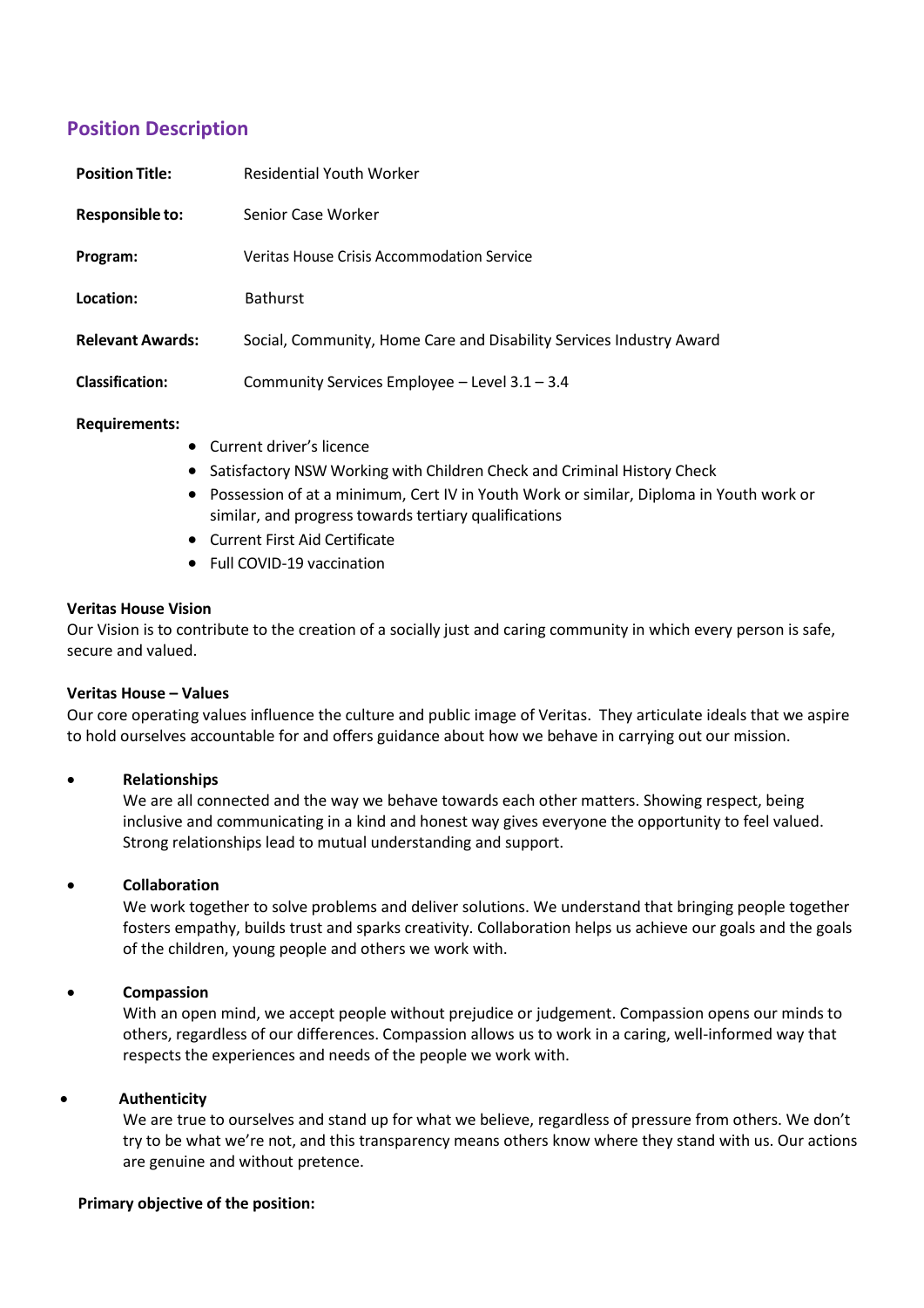## Position Description

| | |
|---|---|
| **Position Title:** | Residential Youth Worker |
| **Responsible to:** | Senior Case Worker |
| **Program:** | Veritas House Crisis Accommodation Service |
| **Location:** | Bathurst |
| **Relevant Awards:** | Social, Community, Home Care and Disability Services Industry Award |
| **Classification:** | Community Services Employee – Level 3.1 – 3.4 |

**Requirements:**

- Current driver's licence
- Satisfactory NSW Working with Children Check and Criminal History Check
- Possession of at a minimum, Cert IV in Youth Work or similar, Diploma in Youth work or similar, and progress towards tertiary qualifications
- Current First Aid Certificate
- Full COVID-19 vaccination

**Veritas House Vision**

Our Vision is to contribute to the creation of a socially just and caring community in which every person is safe, secure and valued.

**Veritas House – Values**

Our core operating values influence the culture and public image of Veritas. They articulate ideals that we aspire to hold ourselves accountable for and offers guidance about how we behave in carrying out our mission.

- **Relationships**
  We are all connected and the way we behave towards each other matters. Showing respect, being inclusive and communicating in a kind and honest way gives everyone the opportunity to feel valued. Strong relationships lead to mutual understanding and support.

- **Collaboration**
  We work together to solve problems and deliver solutions. We understand that bringing people together fosters empathy, builds trust and sparks creativity. Collaboration helps us achieve our goals and the goals of the children, young people and others we work with.

- **Compassion**
  With an open mind, we accept people without prejudice or judgement. Compassion opens our minds to others, regardless of our differences. Compassion allows us to work in a caring, well-informed way that respects the experiences and needs of the people we work with.

- **Authenticity**
  We are true to ourselves and stand up for what we believe, regardless of pressure from others. We don't try to be what we're not, and this transparency means others know where they stand with us. Our actions are genuine and without pretence.

**Primary objective of the position:**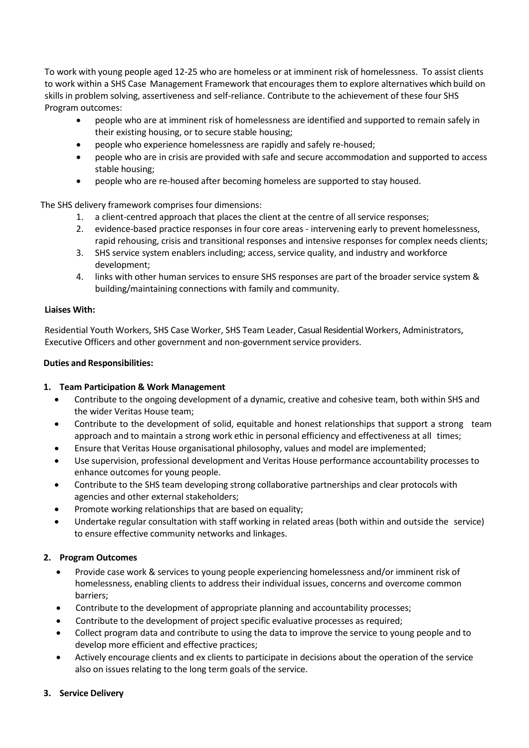To work with young people aged 12-25 who are homeless or at imminent risk of homelessness. To assist clients to work within a SHS Case Management Framework that encourages them to explore alternatives which build on skills in problem solving, assertiveness and self-reliance. Contribute to the achievement of these four SHS Program outcomes:

- people who are at imminent risk of homelessness are identified and supported to remain safely in their existing housing, or to secure stable housing;
- people who experience homelessness are rapidly and safely re-housed;
- people who are in crisis are provided with safe and secure accommodation and supported to access stable housing;
- people who are re-housed after becoming homeless are supported to stay housed.

The SHS delivery framework comprises four dimensions:

1. a client-centred approach that places the client at the centre of all service responses;
2. evidence-based practice responses in four core areas - intervening early to prevent homelessness, rapid rehousing, crisis and transitional responses and intensive responses for complex needs clients;
3. SHS service system enablers including; access, service quality, and industry and workforce development;
4. links with other human services to ensure SHS responses are part of the broader service system & building/maintaining connections with family and community.

**Liaises With:**

Residential Youth Workers, SHS Case Worker, SHS Team Leader, Casual Residential Workers, Administrators, Executive Officers and other government and non-government service providers.

**Duties and Responsibilities:**

**1. Team Participation & Work Management**

- Contribute to the ongoing development of a dynamic, creative and cohesive team, both within SHS and the wider Veritas House team;
- Contribute to the development of solid, equitable and honest relationships that support a strong team approach and to maintain a strong work ethic in personal efficiency and effectiveness at all times;
- Ensure that Veritas House organisational philosophy, values and model are implemented;
- Use supervision, professional development and Veritas House performance accountability processes to enhance outcomes for young people.
- Contribute to the SHS team developing strong collaborative partnerships and clear protocols with agencies and other external stakeholders;
- Promote working relationships that are based on equality;
- Undertake regular consultation with staff working in related areas (both within and outside the service) to ensure effective community networks and linkages.

**2. Program Outcomes**

- Provide case work & services to young people experiencing homelessness and/or imminent risk of homelessness, enabling clients to address their individual issues, concerns and overcome common barriers;
- Contribute to the development of appropriate planning and accountability processes;
- Contribute to the development of project specific evaluative processes as required;
- Collect program data and contribute to using the data to improve the service to young people and to develop more efficient and effective practices;
- Actively encourage clients and ex clients to participate in decisions about the operation of the service also on issues relating to the long term goals of the service.

**3. Service Delivery**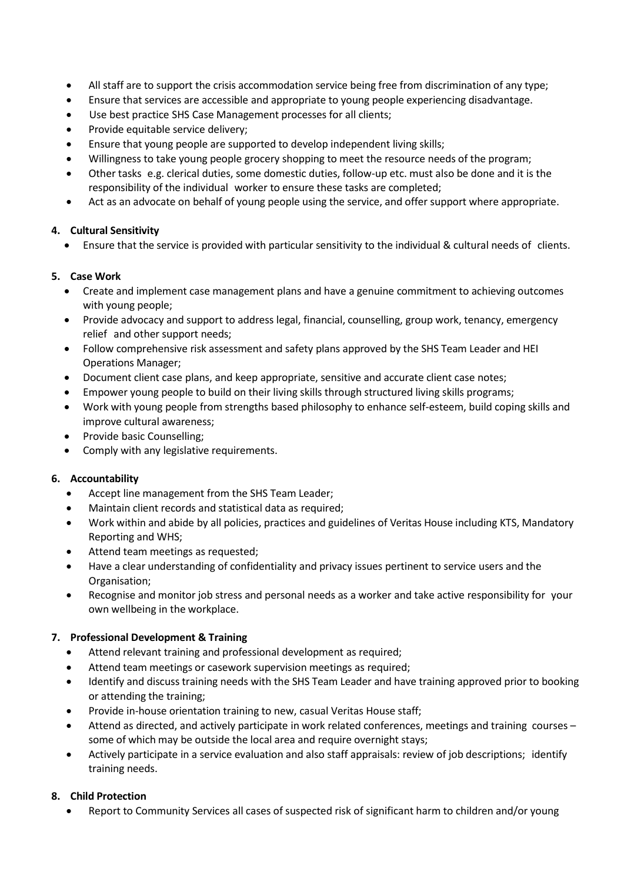- All staff are to support the crisis accommodation service being free from discrimination of any type;
- Ensure that services are accessible and appropriate to young people experiencing disadvantage.
- Use best practice SHS Case Management processes for all clients;
- Provide equitable service delivery;
- Ensure that young people are supported to develop independent living skills;
- Willingness to take young people grocery shopping to meet the resource needs of the program;
- Other tasks e.g. clerical duties, some domestic duties, follow-up etc. must also be done and it is the responsibility of the individual worker to ensure these tasks are completed;
- Act as an advocate on behalf of young people using the service, and offer support where appropriate.

**4. Cultural Sensitivity**

- Ensure that the service is provided with particular sensitivity to the individual & cultural needs of clients.

**5. Case Work**

- Create and implement case management plans and have a genuine commitment to achieving outcomes with young people;
- Provide advocacy and support to address legal, financial, counselling, group work, tenancy, emergency relief and other support needs;
- Follow comprehensive risk assessment and safety plans approved by the SHS Team Leader and HEI Operations Manager;
- Document client case plans, and keep appropriate, sensitive and accurate client case notes;
- Empower young people to build on their living skills through structured living skills programs;
- Work with young people from strengths based philosophy to enhance self-esteem, build coping skills and improve cultural awareness;
- Provide basic Counselling;
- Comply with any legislative requirements.

**6. Accountability**

- Accept line management from the SHS Team Leader;
- Maintain client records and statistical data as required;
- Work within and abide by all policies, practices and guidelines of Veritas House including KTS, Mandatory Reporting and WHS;
- Attend team meetings as requested;
- Have a clear understanding of confidentiality and privacy issues pertinent to service users and the Organisation;
- Recognise and monitor job stress and personal needs as a worker and take active responsibility for your own wellbeing in the workplace.

**7. Professional Development & Training**

- Attend relevant training and professional development as required;
- Attend team meetings or casework supervision meetings as required;
- Identify and discuss training needs with the SHS Team Leader and have training approved prior to booking or attending the training;
- Provide in-house orientation training to new, casual Veritas House staff;
- Attend as directed, and actively participate in work related conferences, meetings and training courses – some of which may be outside the local area and require overnight stays;
- Actively participate in a service evaluation and also staff appraisals: review of job descriptions; identify training needs.

**8. Child Protection**

- Report to Community Services all cases of suspected risk of significant harm to children and/or young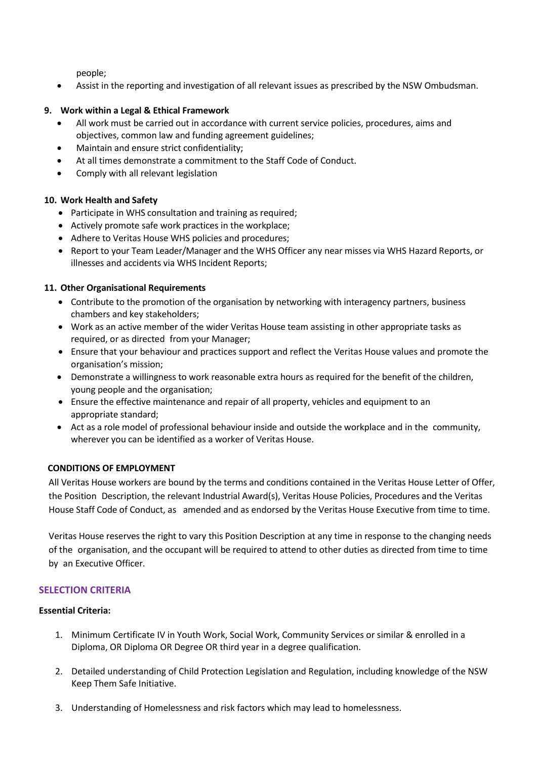people;

- Assist in the reporting and investigation of all relevant issues as prescribed by the NSW Ombudsman.

**9. Work within a Legal & Ethical Framework**

- All work must be carried out in accordance with current service policies, procedures, aims and objectives, common law and funding agreement guidelines;
- Maintain and ensure strict confidentiality;
- At all times demonstrate a commitment to the Staff Code of Conduct.
- Comply with all relevant legislation

**10. Work Health and Safety**

- Participate in WHS consultation and training as required;
- Actively promote safe work practices in the workplace;
- Adhere to Veritas House WHS policies and procedures;
- Report to your Team Leader/Manager and the WHS Officer any near misses via WHS Hazard Reports, or illnesses and accidents via WHS Incident Reports;

**11. Other Organisational Requirements**

- Contribute to the promotion of the organisation by networking with interagency partners, business chambers and key stakeholders;
- Work as an active member of the wider Veritas House team assisting in other appropriate tasks as required, or as directed from your Manager;
- Ensure that your behaviour and practices support and reflect the Veritas House values and promote the organisation's mission;
- Demonstrate a willingness to work reasonable extra hours as required for the benefit of the children, young people and the organisation;
- Ensure the effective maintenance and repair of all property, vehicles and equipment to an appropriate standard;
- Act as a role model of professional behaviour inside and outside the workplace and in the community, wherever you can be identified as a worker of Veritas House.

**CONDITIONS OF EMPLOYMENT**

All Veritas House workers are bound by the terms and conditions contained in the Veritas House Letter of Offer, the Position Description, the relevant Industrial Award(s), Veritas House Policies, Procedures and the Veritas House Staff Code of Conduct, as amended and as endorsed by the Veritas House Executive from time to time.

Veritas House reserves the right to vary this Position Description at any time in response to the changing needs of the organisation, and the occupant will be required to attend to other duties as directed from time to time by an Executive Officer.

## SELECTION CRITERIA

**Essential Criteria:**

1. Minimum Certificate IV in Youth Work, Social Work, Community Services or similar & enrolled in a Diploma, OR Diploma OR Degree OR third year in a degree qualification.

2. Detailed understanding of Child Protection Legislation and Regulation, including knowledge of the NSW Keep Them Safe Initiative.

3. Understanding of Homelessness and risk factors which may lead to homelessness.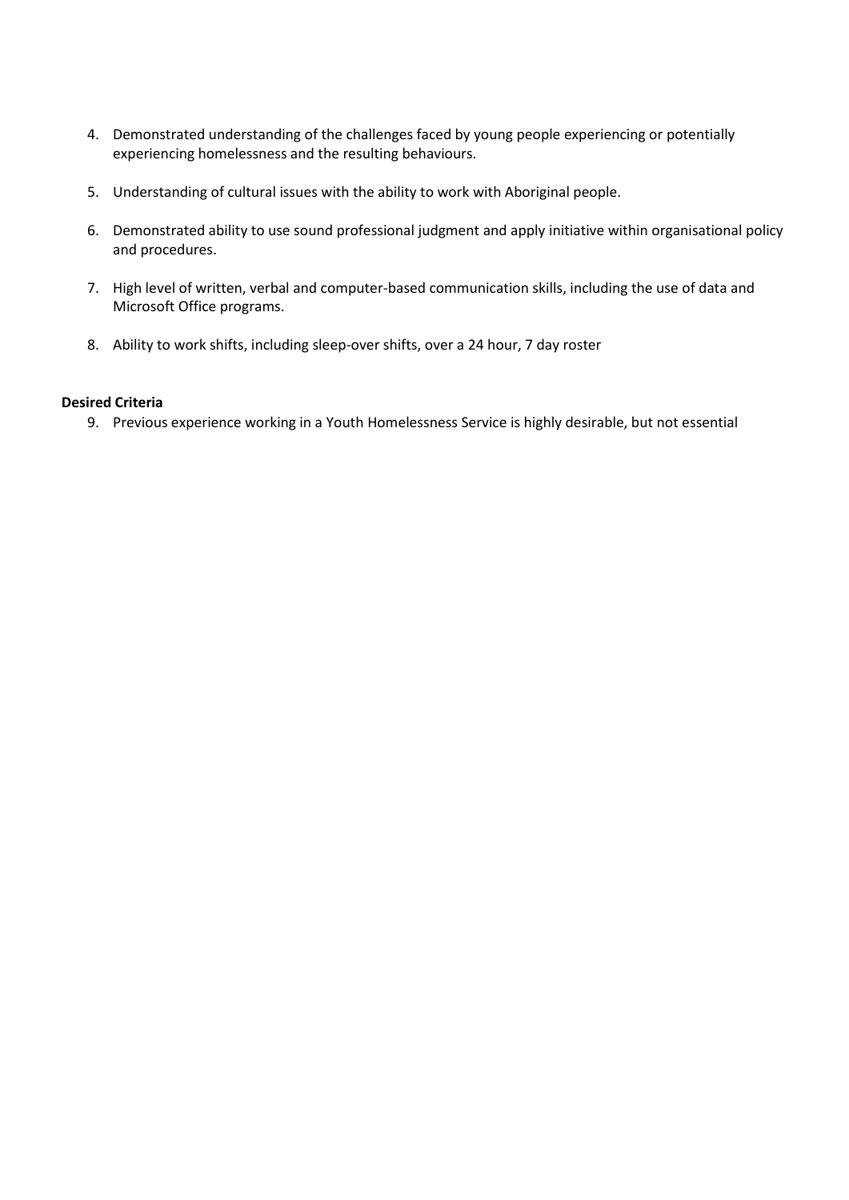4. Demonstrated understanding of the challenges faced by young people experiencing or potentially experiencing homelessness and the resulting behaviours.

5. Understanding of cultural issues with the ability to work with Aboriginal people.

6. Demonstrated ability to use sound professional judgment and apply initiative within organisational policy and procedures.

7. High level of written, verbal and computer-based communication skills, including the use of data and Microsoft Office programs.

8. Ability to work shifts, including sleep-over shifts, over a 24 hour, 7 day roster

**Desired Criteria**

9. Previous experience working in a Youth Homelessness Service is highly desirable, but not essential